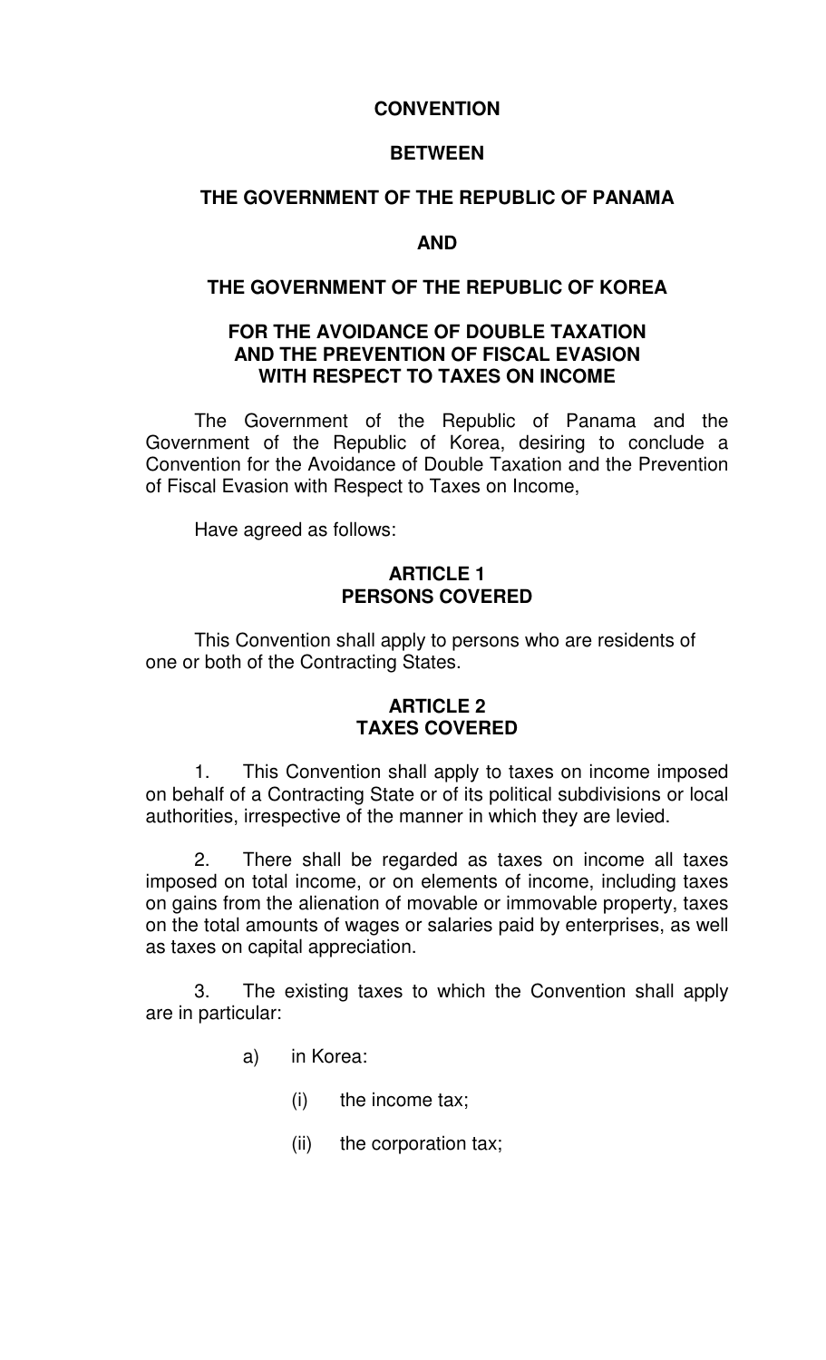# CONVENTION

# BETWEEN

# THE GOVERNMENT OF THE REPUBLIC OF PANAMA

# AND

# THE GOVERNMENT OF THE REPUBLIC OF KOREA

# FOR THE AVOIDANCE OF DOUBLE TAXATION AND THE PREVENTION OF FISCAL EVASION WITH RESPECT TO TAXES ON INCOME

The Government of the Republic of Panama and the Government of the Republic of Korea, desiring to conclude a Convention for the Avoidance of Double Taxation and the Prevention of Fiscal Evasion with Respect to Taxes on Income,

Have agreed as follows:

## ARTICLE 1
## PERSONS COVERED

This Convention shall apply to persons who are residents of one or both of the Contracting States.

## ARTICLE 2
## TAXES COVERED

1. This Convention shall apply to taxes on income imposed on behalf of a Contracting State or of its political subdivisions or local authorities, irrespective of the manner in which they are levied.

2. There shall be regarded as taxes on income all taxes imposed on total income, or on elements of income, including taxes on gains from the alienation of movable or immovable property, taxes on the total amounts of wages or salaries paid by enterprises, as well as taxes on capital appreciation.

3. The existing taxes to which the Convention shall apply are in particular:

   a) in Korea:

      (i) the income tax;

      (ii) the corporation tax;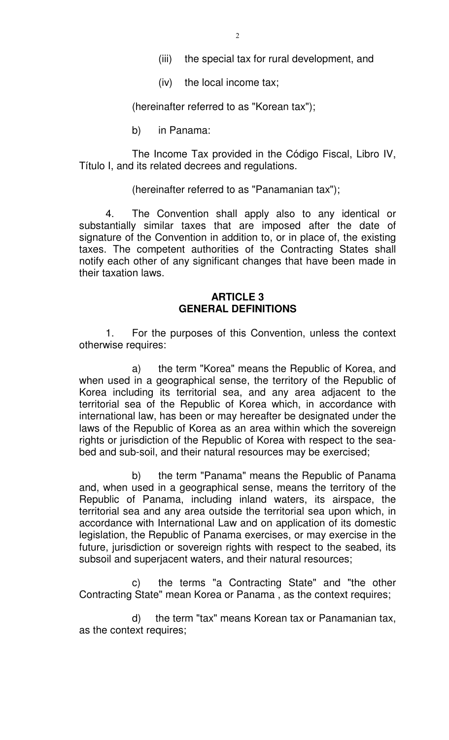(iii) the special tax for rural development, and

(iv) the local income tax;

(hereinafter referred to as "Korean tax");

b) in Panama:

The Income Tax provided in the Código Fiscal, Libro IV, Título I, and its related decrees and regulations.

(hereinafter referred to as "Panamanian tax");

4. The Convention shall apply also to any identical or substantially similar taxes that are imposed after the date of signature of the Convention in addition to, or in place of, the existing taxes. The competent authorities of the Contracting States shall notify each other of any significant changes that have been made in their taxation laws.

## ARTICLE 3
## GENERAL DEFINITIONS

1. For the purposes of this Convention, unless the context otherwise requires:

a) the term "Korea" means the Republic of Korea, and when used in a geographical sense, the territory of the Republic of Korea including its territorial sea, and any area adjacent to the territorial sea of the Republic of Korea which, in accordance with international law, has been or may hereafter be designated under the laws of the Republic of Korea as an area within which the sovereign rights or jurisdiction of the Republic of Korea with respect to the sea-bed and sub-soil, and their natural resources may be exercised;

b) the term "Panama" means the Republic of Panama and, when used in a geographical sense, means the territory of the Republic of Panama, including inland waters, its airspace, the territorial sea and any area outside the territorial sea upon which, in accordance with International Law and on application of its domestic legislation, the Republic of Panama exercises, or may exercise in the future, jurisdiction or sovereign rights with respect to the seabed, its subsoil and superjacent waters, and their natural resources;

c) the terms "a Contracting State" and "the other Contracting State" mean Korea or Panama , as the context requires;

d) the term "tax" means Korean tax or Panamanian tax, as the context requires;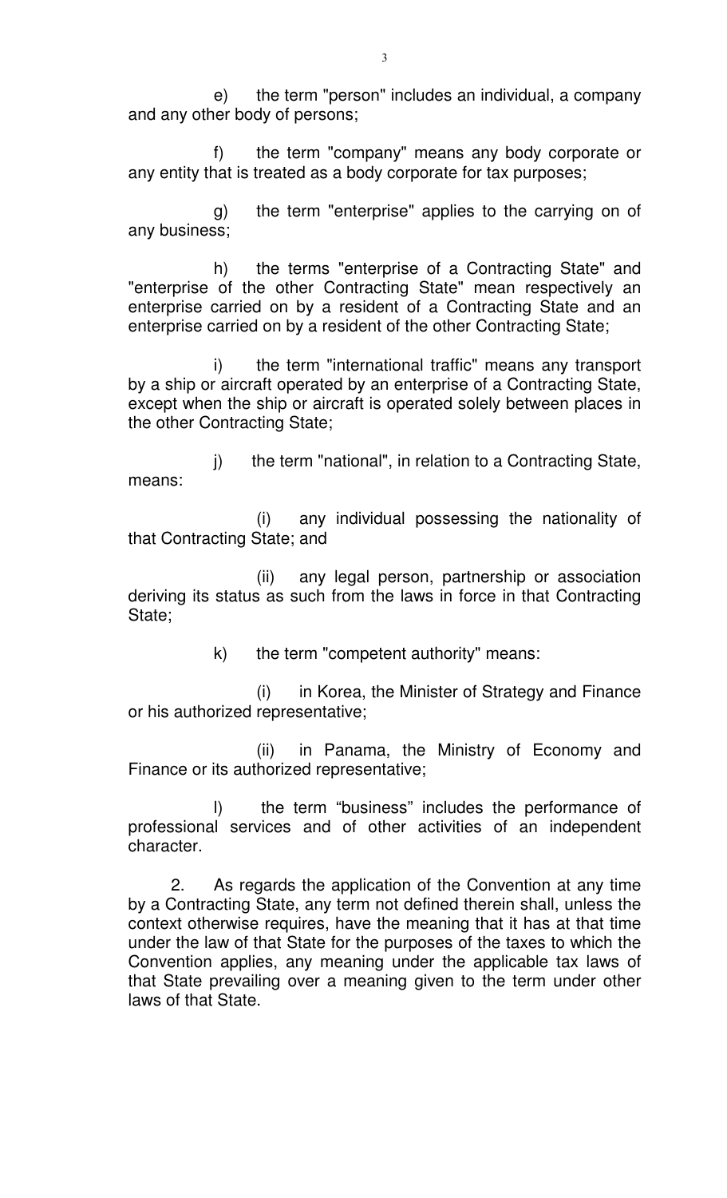e) the term "person" includes an individual, a company and any other body of persons;

f) the term "company" means any body corporate or any entity that is treated as a body corporate for tax purposes;

g) the term "enterprise" applies to the carrying on of any business;

h) the terms "enterprise of a Contracting State" and "enterprise of the other Contracting State" mean respectively an enterprise carried on by a resident of a Contracting State and an enterprise carried on by a resident of the other Contracting State;

i) the term "international traffic" means any transport by a ship or aircraft operated by an enterprise of a Contracting State, except when the ship or aircraft is operated solely between places in the other Contracting State;

j) the term "national", in relation to a Contracting State, means:

(i) any individual possessing the nationality of that Contracting State; and

(ii) any legal person, partnership or association deriving its status as such from the laws in force in that Contracting State;

k) the term "competent authority" means:

(i) in Korea, the Minister of Strategy and Finance or his authorized representative;

(ii) in Panama, the Ministry of Economy and Finance or its authorized representative;

l) the term "business" includes the performance of professional services and of other activities of an independent character.

2. As regards the application of the Convention at any time by a Contracting State, any term not defined therein shall, unless the context otherwise requires, have the meaning that it has at that time under the law of that State for the purposes of the taxes to which the Convention applies, any meaning under the applicable tax laws of that State prevailing over a meaning given to the term under other laws of that State.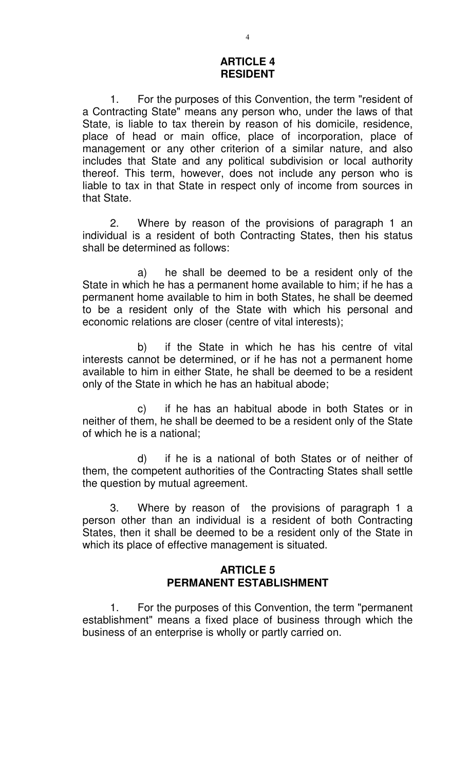## ARTICLE 4
## RESIDENT

1. For the purposes of this Convention, the term "resident of a Contracting State" means any person who, under the laws of that State, is liable to tax therein by reason of his domicile, residence, place of head or main office, place of incorporation, place of management or any other criterion of a similar nature, and also includes that State and any political subdivision or local authority thereof. This term, however, does not include any person who is liable to tax in that State in respect only of income from sources in that State.

2. Where by reason of the provisions of paragraph 1 an individual is a resident of both Contracting States, then his status shall be determined as follows:

a) he shall be deemed to be a resident only of the State in which he has a permanent home available to him; if he has a permanent home available to him in both States, he shall be deemed to be a resident only of the State with which his personal and economic relations are closer (centre of vital interests);

b) if the State in which he has his centre of vital interests cannot be determined, or if he has not a permanent home available to him in either State, he shall be deemed to be a resident only of the State in which he has an habitual abode;

c) if he has an habitual abode in both States or in neither of them, he shall be deemed to be a resident only of the State of which he is a national;

d) if he is a national of both States or of neither of them, the competent authorities of the Contracting States shall settle the question by mutual agreement.

3. Where by reason of the provisions of paragraph 1 a person other than an individual is a resident of both Contracting States, then it shall be deemed to be a resident only of the State in which its place of effective management is situated.

## ARTICLE 5
## PERMANENT ESTABLISHMENT

1. For the purposes of this Convention, the term "permanent establishment" means a fixed place of business through which the business of an enterprise is wholly or partly carried on.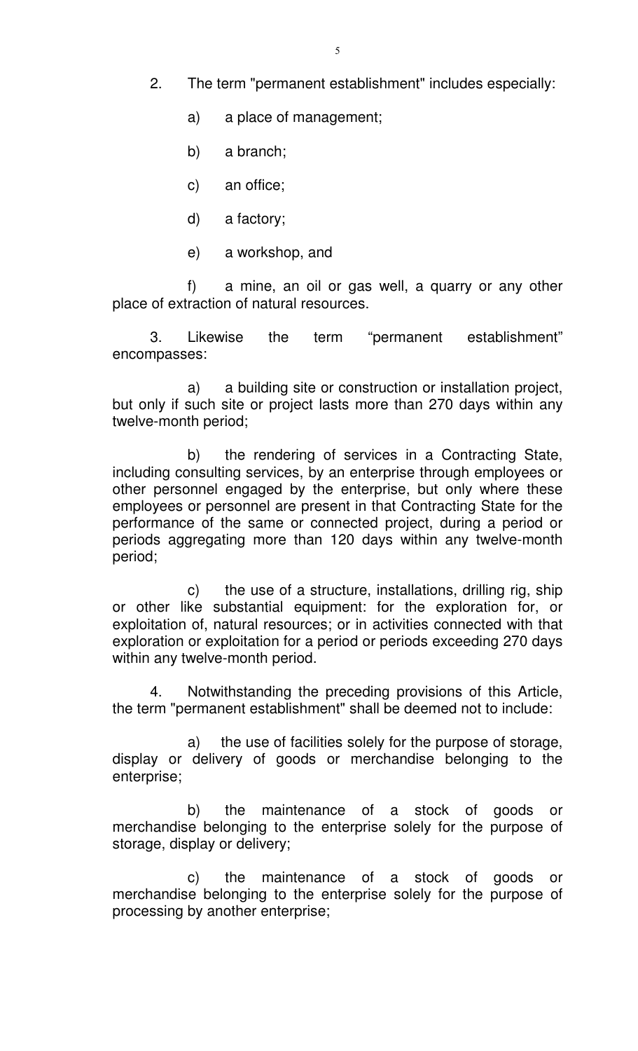2. The term "permanent establishment" includes especially:

a) a place of management;

b) a branch;

c) an office;

d) a factory;

e) a workshop, and

f) a mine, an oil or gas well, a quarry or any other place of extraction of natural resources.

3. Likewise the term “permanent establishment” encompasses:

a) a building site or construction or installation project, but only if such site or project lasts more than 270 days within any twelve-month period;

b) the rendering of services in a Contracting State, including consulting services, by an enterprise through employees or other personnel engaged by the enterprise, but only where these employees or personnel are present in that Contracting State for the performance of the same or connected project, during a period or periods aggregating more than 120 days within any twelve-month period;

c) the use of a structure, installations, drilling rig, ship or other like substantial equipment: for the exploration for, or exploitation of, natural resources; or in activities connected with that exploration or exploitation for a period or periods exceeding 270 days within any twelve-month period.

4. Notwithstanding the preceding provisions of this Article, the term "permanent establishment" shall be deemed not to include:

a) the use of facilities solely for the purpose of storage, display or delivery of goods or merchandise belonging to the enterprise;

b) the maintenance of a stock of goods or merchandise belonging to the enterprise solely for the purpose of storage, display or delivery;

c) the maintenance of a stock of goods or merchandise belonging to the enterprise solely for the purpose of processing by another enterprise;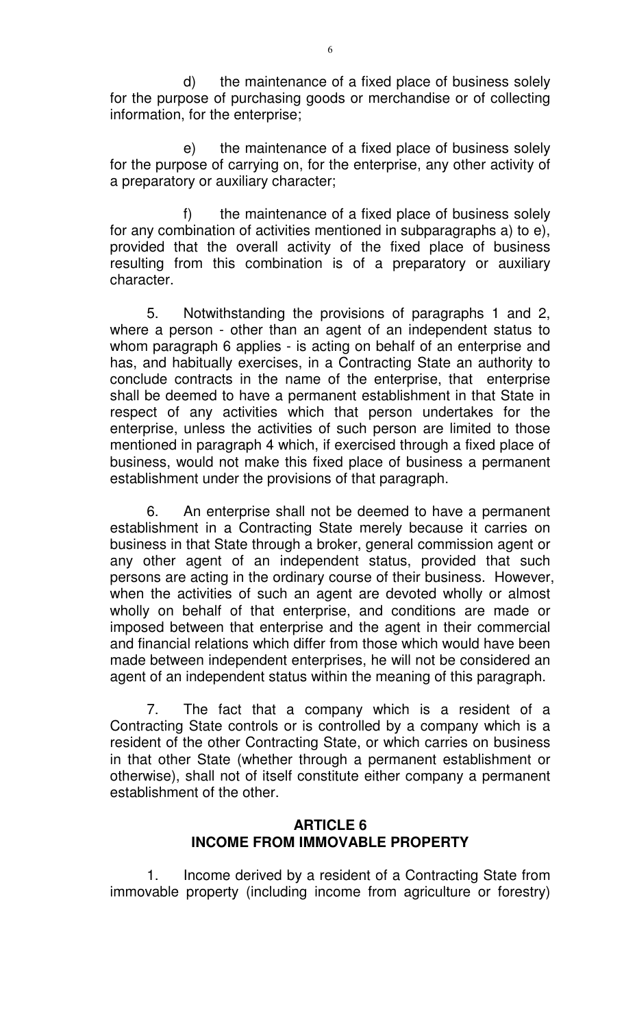d) the maintenance of a fixed place of business solely for the purpose of purchasing goods or merchandise or of collecting information, for the enterprise;

e) the maintenance of a fixed place of business solely for the purpose of carrying on, for the enterprise, any other activity of a preparatory or auxiliary character;

f) the maintenance of a fixed place of business solely for any combination of activities mentioned in subparagraphs a) to e), provided that the overall activity of the fixed place of business resulting from this combination is of a preparatory or auxiliary character.

5. Notwithstanding the provisions of paragraphs 1 and 2, where a person - other than an agent of an independent status to whom paragraph 6 applies - is acting on behalf of an enterprise and has, and habitually exercises, in a Contracting State an authority to conclude contracts in the name of the enterprise, that enterprise shall be deemed to have a permanent establishment in that State in respect of any activities which that person undertakes for the enterprise, unless the activities of such person are limited to those mentioned in paragraph 4 which, if exercised through a fixed place of business, would not make this fixed place of business a permanent establishment under the provisions of that paragraph.

6. An enterprise shall not be deemed to have a permanent establishment in a Contracting State merely because it carries on business in that State through a broker, general commission agent or any other agent of an independent status, provided that such persons are acting in the ordinary course of their business. However, when the activities of such an agent are devoted wholly or almost wholly on behalf of that enterprise, and conditions are made or imposed between that enterprise and the agent in their commercial and financial relations which differ from those which would have been made between independent enterprises, he will not be considered an agent of an independent status within the meaning of this paragraph.

7. The fact that a company which is a resident of a Contracting State controls or is controlled by a company which is a resident of the other Contracting State, or which carries on business in that other State (whether through a permanent establishment or otherwise), shall not of itself constitute either company a permanent establishment of the other.

## ARTICLE 6
## INCOME FROM IMMOVABLE PROPERTY

1. Income derived by a resident of a Contracting State from immovable property (including income from agriculture or forestry)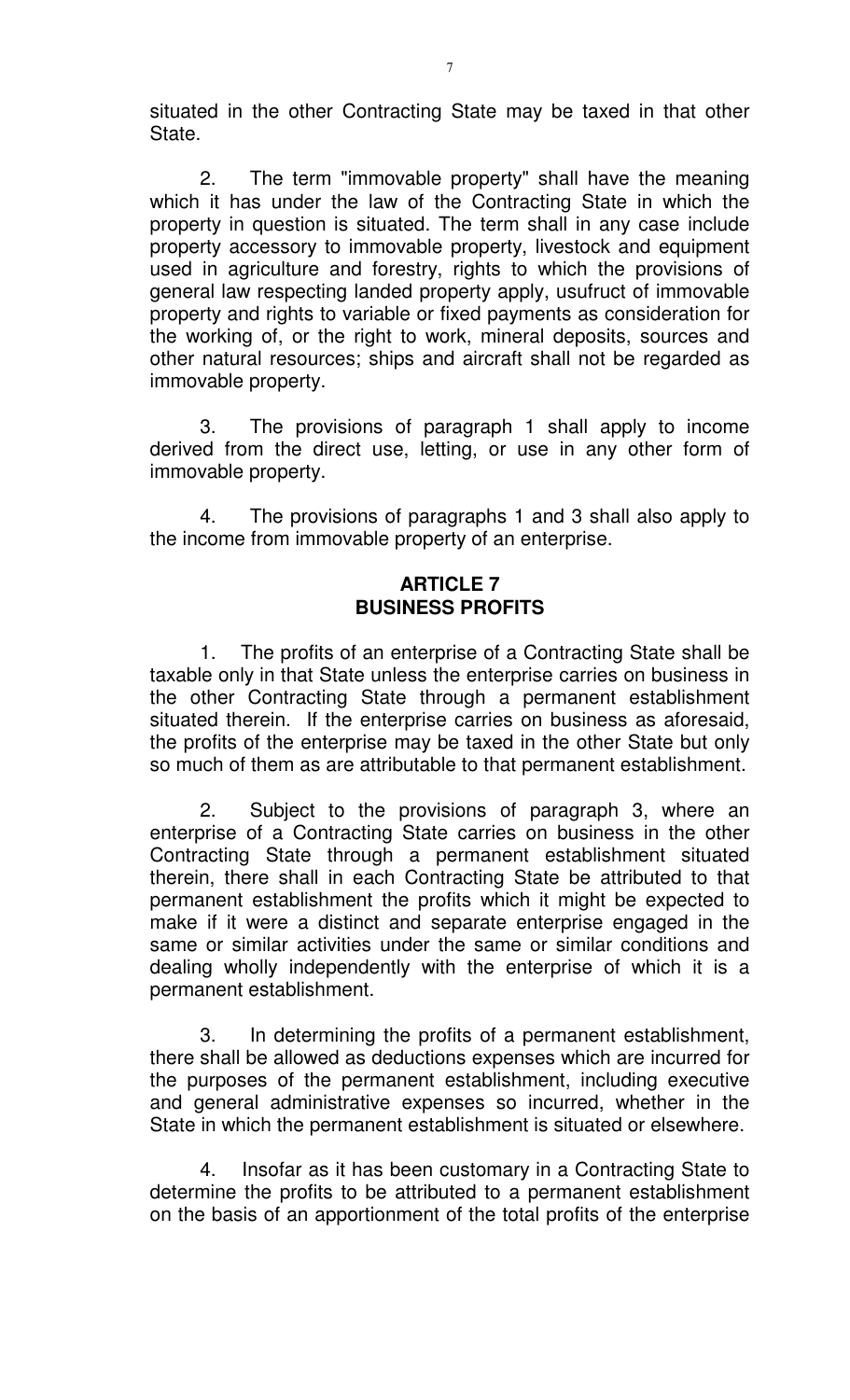situated in the other Contracting State may be taxed in that other State.

2. The term "immovable property" shall have the meaning which it has under the law of the Contracting State in which the property in question is situated. The term shall in any case include property accessory to immovable property, livestock and equipment used in agriculture and forestry, rights to which the provisions of general law respecting landed property apply, usufruct of immovable property and rights to variable or fixed payments as consideration for the working of, or the right to work, mineral deposits, sources and other natural resources; ships and aircraft shall not be regarded as immovable property.

3. The provisions of paragraph 1 shall apply to income derived from the direct use, letting, or use in any other form of immovable property.

4. The provisions of paragraphs 1 and 3 shall also apply to the income from immovable property of an enterprise.

## ARTICLE 7
## BUSINESS PROFITS

1. The profits of an enterprise of a Contracting State shall be taxable only in that State unless the enterprise carries on business in the other Contracting State through a permanent establishment situated therein. If the enterprise carries on business as aforesaid, the profits of the enterprise may be taxed in the other State but only so much of them as are attributable to that permanent establishment.

2. Subject to the provisions of paragraph 3, where an enterprise of a Contracting State carries on business in the other Contracting State through a permanent establishment situated therein, there shall in each Contracting State be attributed to that permanent establishment the profits which it might be expected to make if it were a distinct and separate enterprise engaged in the same or similar activities under the same or similar conditions and dealing wholly independently with the enterprise of which it is a permanent establishment.

3. In determining the profits of a permanent establishment, there shall be allowed as deductions expenses which are incurred for the purposes of the permanent establishment, including executive and general administrative expenses so incurred, whether in the State in which the permanent establishment is situated or elsewhere.

4. Insofar as it has been customary in a Contracting State to determine the profits to be attributed to a permanent establishment on the basis of an apportionment of the total profits of the enterprise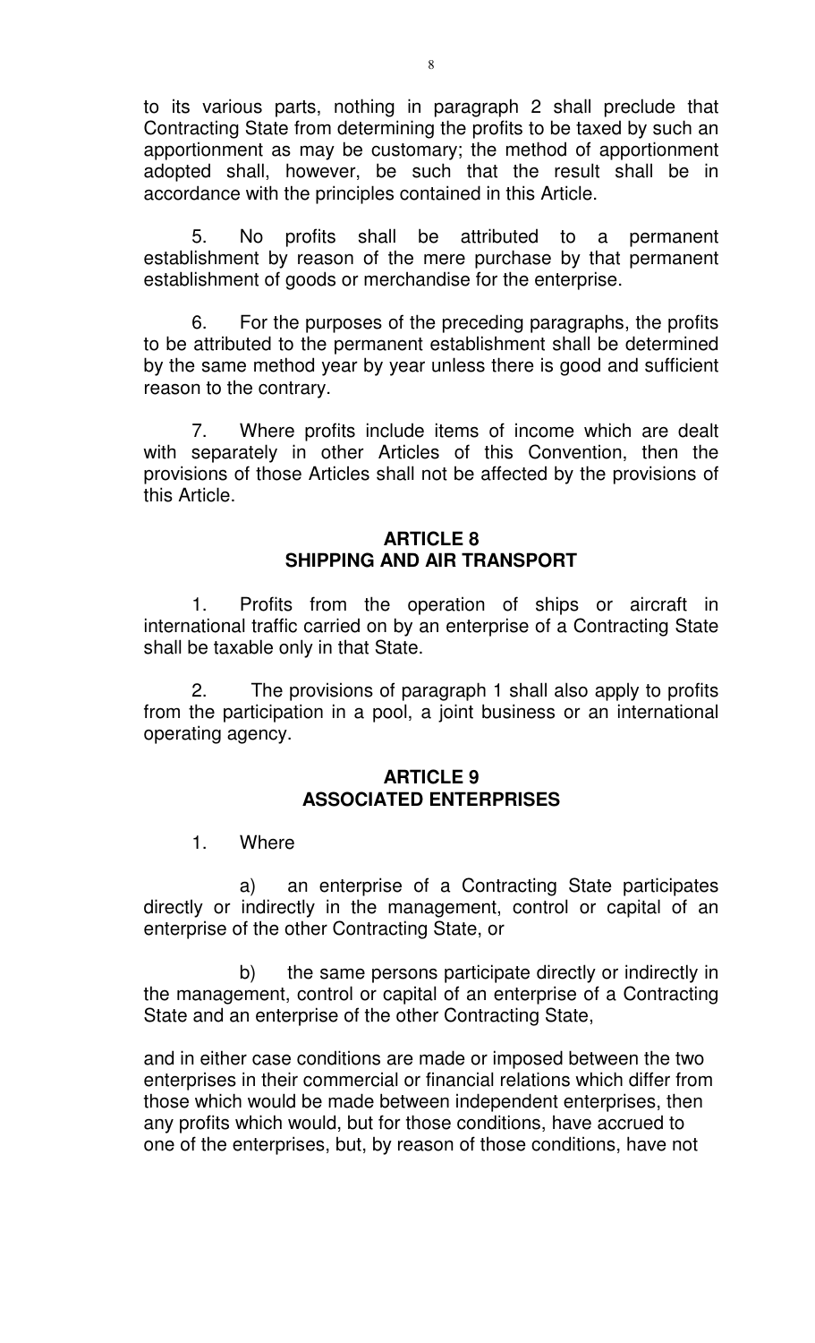to its various parts, nothing in paragraph 2 shall preclude that Contracting State from determining the profits to be taxed by such an apportionment as may be customary; the method of apportionment adopted shall, however, be such that the result shall be in accordance with the principles contained in this Article.

5. No profits shall be attributed to a permanent establishment by reason of the mere purchase by that permanent establishment of goods or merchandise for the enterprise.

6. For the purposes of the preceding paragraphs, the profits to be attributed to the permanent establishment shall be determined by the same method year by year unless there is good and sufficient reason to the contrary.

7. Where profits include items of income which are dealt with separately in other Articles of this Convention, then the provisions of those Articles shall not be affected by the provisions of this Article.

## ARTICLE 8
## SHIPPING AND AIR TRANSPORT

1. Profits from the operation of ships or aircraft in international traffic carried on by an enterprise of a Contracting State shall be taxable only in that State.

2. The provisions of paragraph 1 shall also apply to profits from the participation in a pool, a joint business or an international operating agency.

## ARTICLE 9
## ASSOCIATED ENTERPRISES

1. Where

a) an enterprise of a Contracting State participates directly or indirectly in the management, control or capital of an enterprise of the other Contracting State, or

b) the same persons participate directly or indirectly in the management, control or capital of an enterprise of a Contracting State and an enterprise of the other Contracting State,

and in either case conditions are made or imposed between the two enterprises in their commercial or financial relations which differ from those which would be made between independent enterprises, then any profits which would, but for those conditions, have accrued to one of the enterprises, but, by reason of those conditions, have not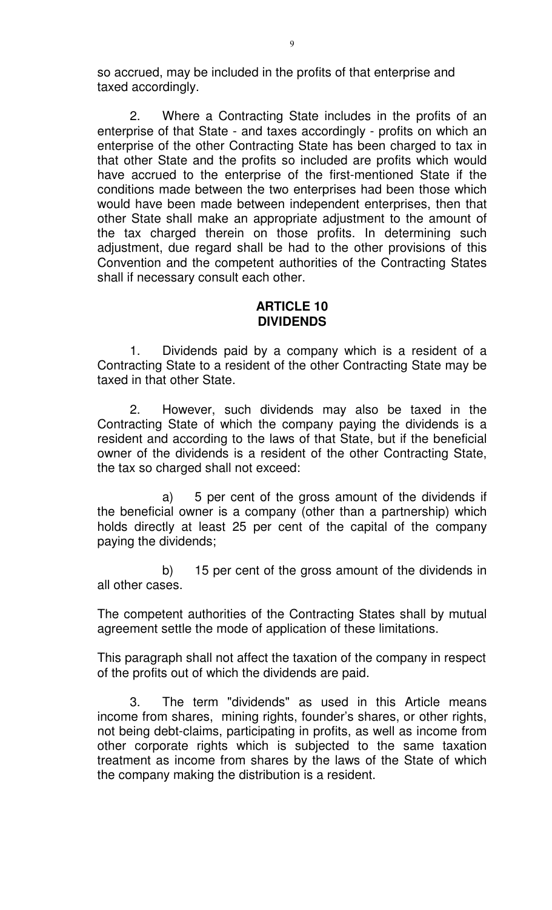so accrued, may be included in the profits of that enterprise and taxed accordingly.

2. Where a Contracting State includes in the profits of an enterprise of that State - and taxes accordingly - profits on which an enterprise of the other Contracting State has been charged to tax in that other State and the profits so included are profits which would have accrued to the enterprise of the first-mentioned State if the conditions made between the two enterprises had been those which would have been made between independent enterprises, then that other State shall make an appropriate adjustment to the amount of the tax charged therein on those profits. In determining such adjustment, due regard shall be had to the other provisions of this Convention and the competent authorities of the Contracting States shall if necessary consult each other.

## ARTICLE 10
## DIVIDENDS

1. Dividends paid by a company which is a resident of a Contracting State to a resident of the other Contracting State may be taxed in that other State.

2. However, such dividends may also be taxed in the Contracting State of which the company paying the dividends is a resident and according to the laws of that State, but if the beneficial owner of the dividends is a resident of the other Contracting State, the tax so charged shall not exceed:

a) 5 per cent of the gross amount of the dividends if the beneficial owner is a company (other than a partnership) which holds directly at least 25 per cent of the capital of the company paying the dividends;

b) 15 per cent of the gross amount of the dividends in all other cases.

The competent authorities of the Contracting States shall by mutual agreement settle the mode of application of these limitations.

This paragraph shall not affect the taxation of the company in respect of the profits out of which the dividends are paid.

3. The term "dividends" as used in this Article means income from shares, mining rights, founder's shares, or other rights, not being debt-claims, participating in profits, as well as income from other corporate rights which is subjected to the same taxation treatment as income from shares by the laws of the State of which the company making the distribution is a resident.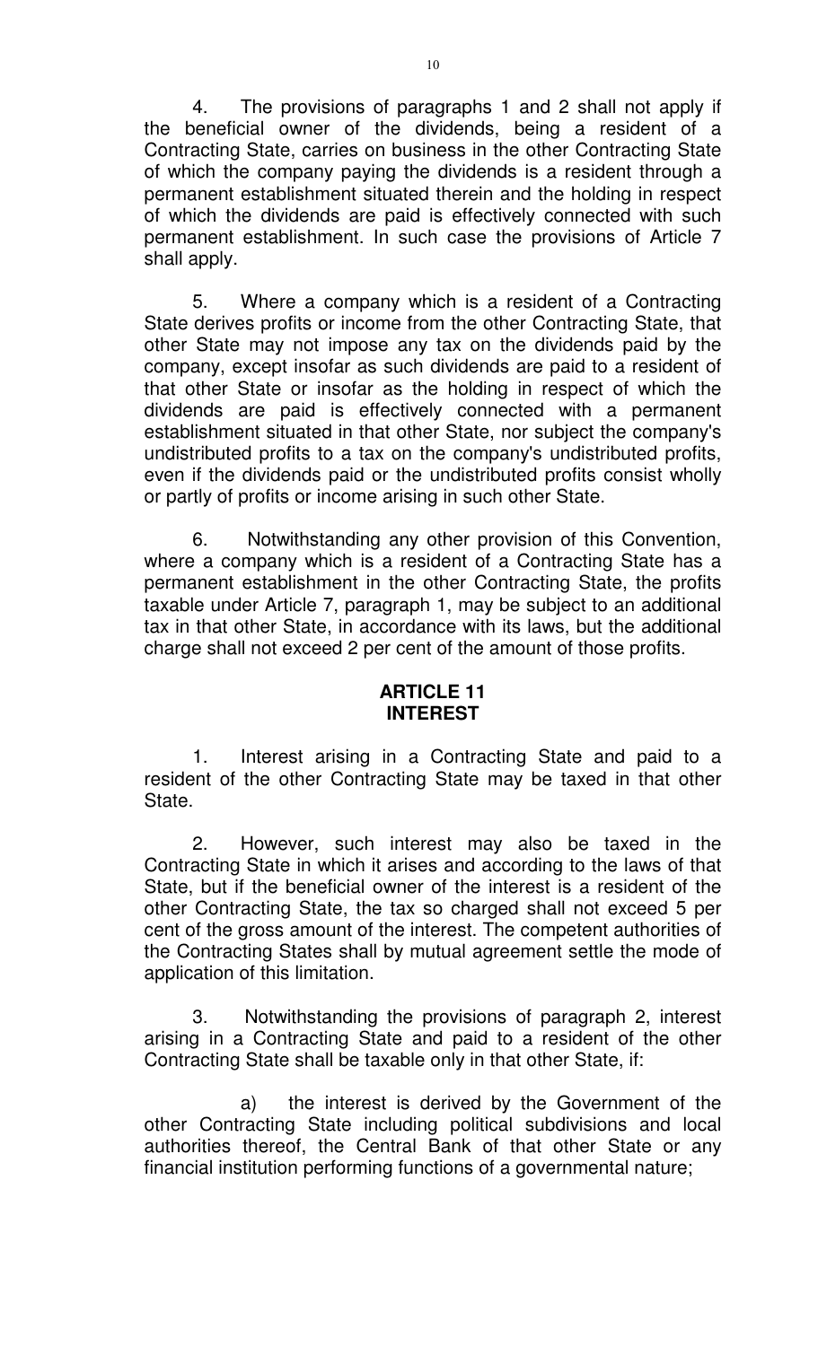4. The provisions of paragraphs 1 and 2 shall not apply if the beneficial owner of the dividends, being a resident of a Contracting State, carries on business in the other Contracting State of which the company paying the dividends is a resident through a permanent establishment situated therein and the holding in respect of which the dividends are paid is effectively connected with such permanent establishment. In such case the provisions of Article 7 shall apply.

5. Where a company which is a resident of a Contracting State derives profits or income from the other Contracting State, that other State may not impose any tax on the dividends paid by the company, except insofar as such dividends are paid to a resident of that other State or insofar as the holding in respect of which the dividends are paid is effectively connected with a permanent establishment situated in that other State, nor subject the company's undistributed profits to a tax on the company's undistributed profits, even if the dividends paid or the undistributed profits consist wholly or partly of profits or income arising in such other State.

6. Notwithstanding any other provision of this Convention, where a company which is a resident of a Contracting State has a permanent establishment in the other Contracting State, the profits taxable under Article 7, paragraph 1, may be subject to an additional tax in that other State, in accordance with its laws, but the additional charge shall not exceed 2 per cent of the amount of those profits.

## ARTICLE 11
## INTEREST

1. Interest arising in a Contracting State and paid to a resident of the other Contracting State may be taxed in that other State.

2. However, such interest may also be taxed in the Contracting State in which it arises and according to the laws of that State, but if the beneficial owner of the interest is a resident of the other Contracting State, the tax so charged shall not exceed 5 per cent of the gross amount of the interest. The competent authorities of the Contracting States shall by mutual agreement settle the mode of application of this limitation.

3. Notwithstanding the provisions of paragraph 2, interest arising in a Contracting State and paid to a resident of the other Contracting State shall be taxable only in that other State, if:

a) the interest is derived by the Government of the other Contracting State including political subdivisions and local authorities thereof, the Central Bank of that other State or any financial institution performing functions of a governmental nature;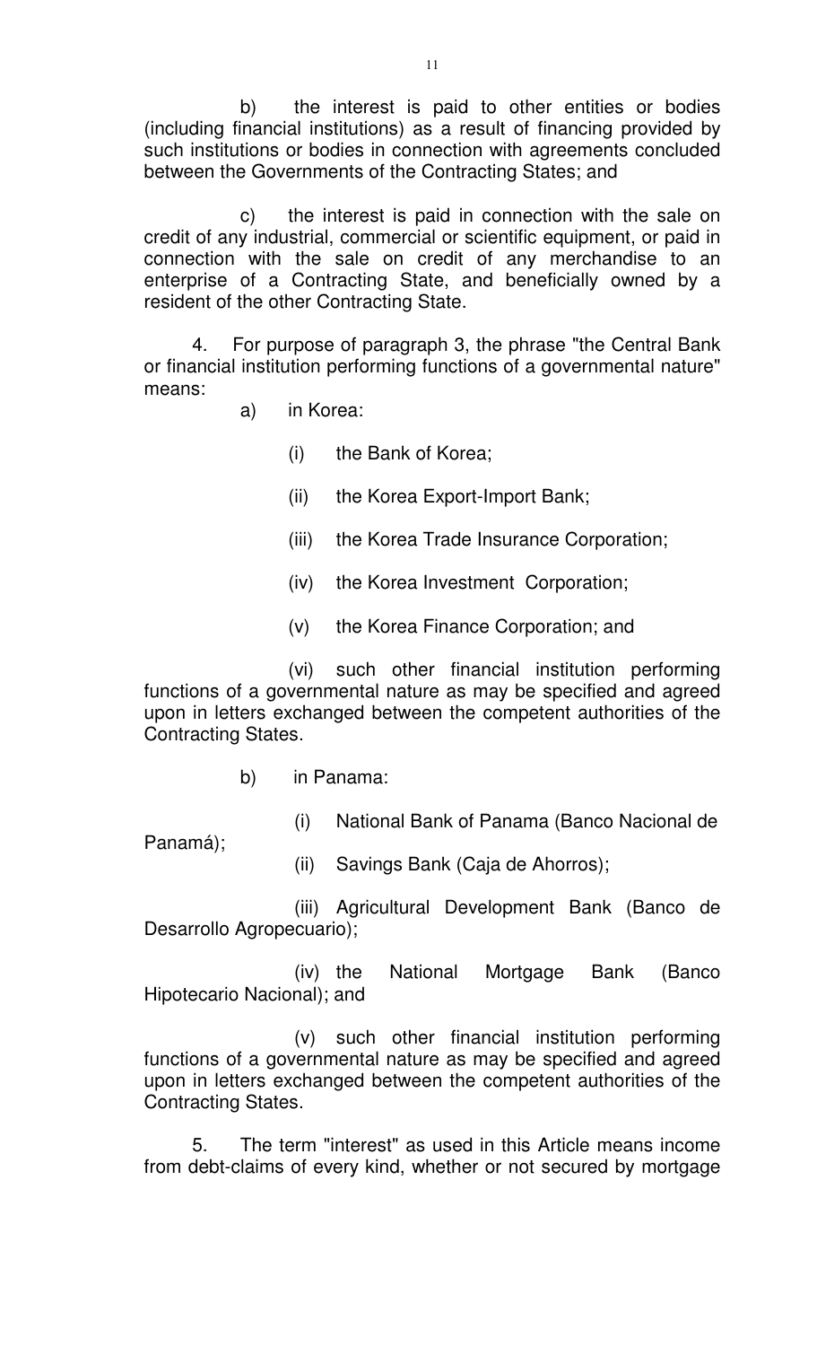b) the interest is paid to other entities or bodies (including financial institutions) as a result of financing provided by such institutions or bodies in connection with agreements concluded between the Governments of the Contracting States; and

c) the interest is paid in connection with the sale on credit of any industrial, commercial or scientific equipment, or paid in connection with the sale on credit of any merchandise to an enterprise of a Contracting State, and beneficially owned by a resident of the other Contracting State.

4. For purpose of paragraph 3, the phrase "the Central Bank or financial institution performing functions of a governmental nature" means:

a) in Korea:

(i) the Bank of Korea;

(ii) the Korea Export-Import Bank;

(iii) the Korea Trade Insurance Corporation;

(iv) the Korea Investment Corporation;

(v) the Korea Finance Corporation; and

(vi) such other financial institution performing functions of a governmental nature as may be specified and agreed upon in letters exchanged between the competent authorities of the Contracting States.

b) in Panama:

(i) National Bank of Panama (Banco Nacional de Panamá);

(ii) Savings Bank (Caja de Ahorros);

(iii) Agricultural Development Bank (Banco de Desarrollo Agropecuario);

(iv) the National Mortgage Bank (Banco Hipotecario Nacional); and

(v) such other financial institution performing functions of a governmental nature as may be specified and agreed upon in letters exchanged between the competent authorities of the Contracting States.

5. The term "interest" as used in this Article means income from debt-claims of every kind, whether or not secured by mortgage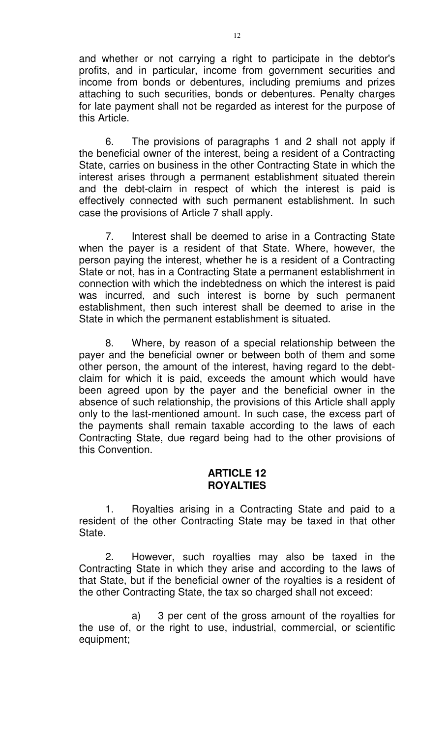and whether or not carrying a right to participate in the debtor's profits, and in particular, income from government securities and income from bonds or debentures, including premiums and prizes attaching to such securities, bonds or debentures. Penalty charges for late payment shall not be regarded as interest for the purpose of this Article.

6. The provisions of paragraphs 1 and 2 shall not apply if the beneficial owner of the interest, being a resident of a Contracting State, carries on business in the other Contracting State in which the interest arises through a permanent establishment situated therein and the debt-claim in respect of which the interest is paid is effectively connected with such permanent establishment. In such case the provisions of Article 7 shall apply.

7. Interest shall be deemed to arise in a Contracting State when the payer is a resident of that State. Where, however, the person paying the interest, whether he is a resident of a Contracting State or not, has in a Contracting State a permanent establishment in connection with which the indebtedness on which the interest is paid was incurred, and such interest is borne by such permanent establishment, then such interest shall be deemed to arise in the State in which the permanent establishment is situated.

8. Where, by reason of a special relationship between the payer and the beneficial owner or between both of them and some other person, the amount of the interest, having regard to the debt-claim for which it is paid, exceeds the amount which would have been agreed upon by the payer and the beneficial owner in the absence of such relationship, the provisions of this Article shall apply only to the last-mentioned amount. In such case, the excess part of the payments shall remain taxable according to the laws of each Contracting State, due regard being had to the other provisions of this Convention.

## ARTICLE 12
## ROYALTIES

1. Royalties arising in a Contracting State and paid to a resident of the other Contracting State may be taxed in that other State.

2. However, such royalties may also be taxed in the Contracting State in which they arise and according to the laws of that State, but if the beneficial owner of the royalties is a resident of the other Contracting State, the tax so charged shall not exceed:

a) 3 per cent of the gross amount of the royalties for the use of, or the right to use, industrial, commercial, or scientific equipment;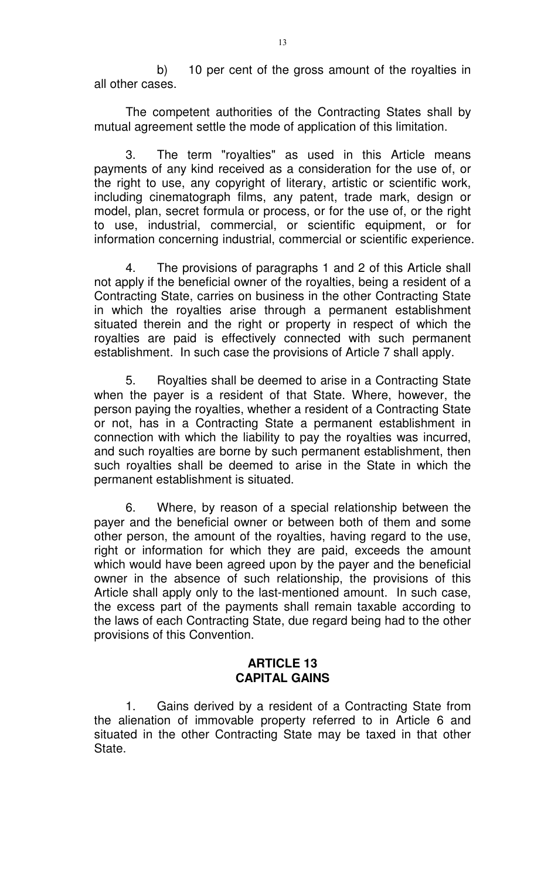b) 10 per cent of the gross amount of the royalties in all other cases.

The competent authorities of the Contracting States shall by mutual agreement settle the mode of application of this limitation.

3. The term "royalties" as used in this Article means payments of any kind received as a consideration for the use of, or the right to use, any copyright of literary, artistic or scientific work, including cinematograph films, any patent, trade mark, design or model, plan, secret formula or process, or for the use of, or the right to use, industrial, commercial, or scientific equipment, or for information concerning industrial, commercial or scientific experience.

4. The provisions of paragraphs 1 and 2 of this Article shall not apply if the beneficial owner of the royalties, being a resident of a Contracting State, carries on business in the other Contracting State in which the royalties arise through a permanent establishment situated therein and the right or property in respect of which the royalties are paid is effectively connected with such permanent establishment. In such case the provisions of Article 7 shall apply.

5. Royalties shall be deemed to arise in a Contracting State when the payer is a resident of that State. Where, however, the person paying the royalties, whether a resident of a Contracting State or not, has in a Contracting State a permanent establishment in connection with which the liability to pay the royalties was incurred, and such royalties are borne by such permanent establishment, then such royalties shall be deemed to arise in the State in which the permanent establishment is situated.

6. Where, by reason of a special relationship between the payer and the beneficial owner or between both of them and some other person, the amount of the royalties, having regard to the use, right or information for which they are paid, exceeds the amount which would have been agreed upon by the payer and the beneficial owner in the absence of such relationship, the provisions of this Article shall apply only to the last-mentioned amount. In such case, the excess part of the payments shall remain taxable according to the laws of each Contracting State, due regard being had to the other provisions of this Convention.

## ARTICLE 13
## CAPITAL GAINS

1. Gains derived by a resident of a Contracting State from the alienation of immovable property referred to in Article 6 and situated in the other Contracting State may be taxed in that other State.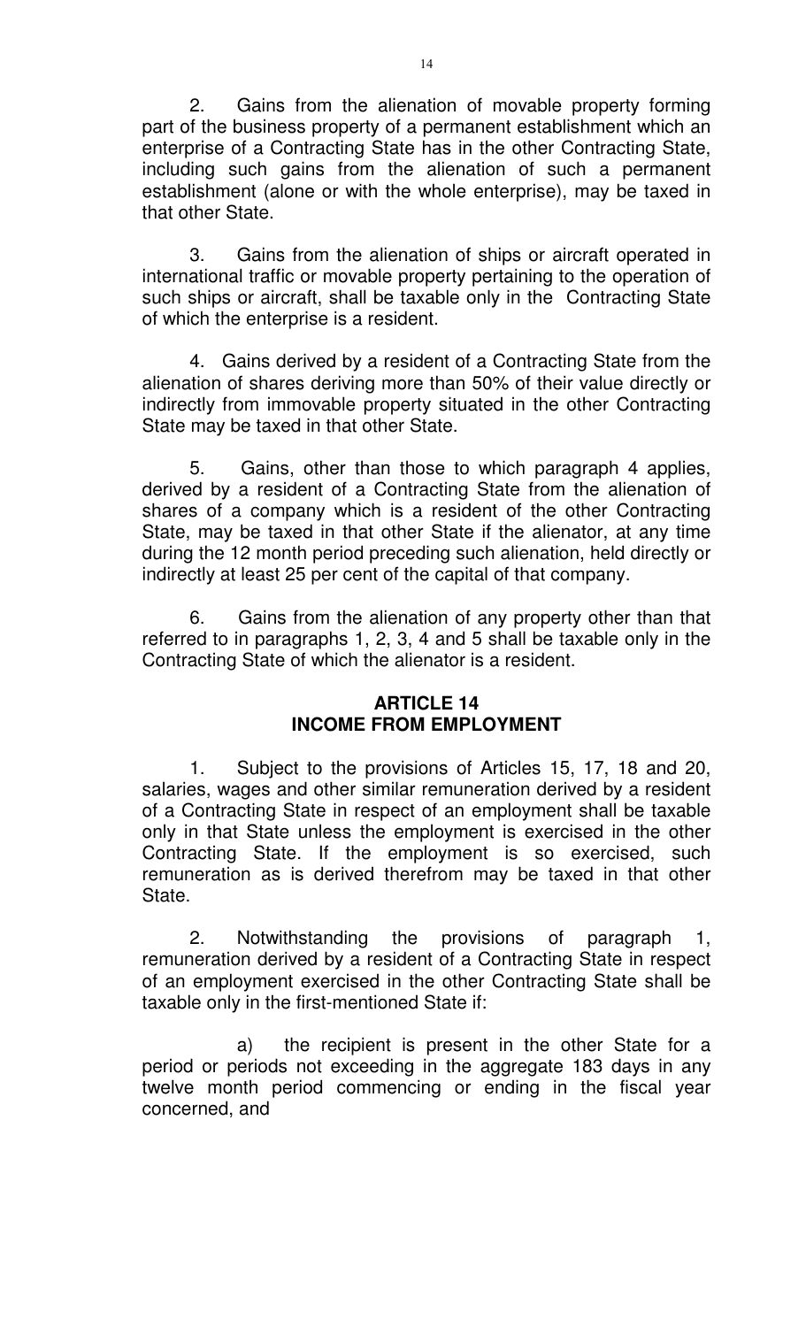2. Gains from the alienation of movable property forming part of the business property of a permanent establishment which an enterprise of a Contracting State has in the other Contracting State, including such gains from the alienation of such a permanent establishment (alone or with the whole enterprise), may be taxed in that other State.

3. Gains from the alienation of ships or aircraft operated in international traffic or movable property pertaining to the operation of such ships or aircraft, shall be taxable only in the Contracting State of which the enterprise is a resident.

4. Gains derived by a resident of a Contracting State from the alienation of shares deriving more than 50% of their value directly or indirectly from immovable property situated in the other Contracting State may be taxed in that other State.

5. Gains, other than those to which paragraph 4 applies, derived by a resident of a Contracting State from the alienation of shares of a company which is a resident of the other Contracting State, may be taxed in that other State if the alienator, at any time during the 12 month period preceding such alienation, held directly or indirectly at least 25 per cent of the capital of that company.

6. Gains from the alienation of any property other than that referred to in paragraphs 1, 2, 3, 4 and 5 shall be taxable only in the Contracting State of which the alienator is a resident.

## ARTICLE 14
## INCOME FROM EMPLOYMENT

1. Subject to the provisions of Articles 15, 17, 18 and 20, salaries, wages and other similar remuneration derived by a resident of a Contracting State in respect of an employment shall be taxable only in that State unless the employment is exercised in the other Contracting State. If the employment is so exercised, such remuneration as is derived therefrom may be taxed in that other State.

2. Notwithstanding the provisions of paragraph 1, remuneration derived by a resident of a Contracting State in respect of an employment exercised in the other Contracting State shall be taxable only in the first-mentioned State if:

a) the recipient is present in the other State for a period or periods not exceeding in the aggregate 183 days in any twelve month period commencing or ending in the fiscal year concerned, and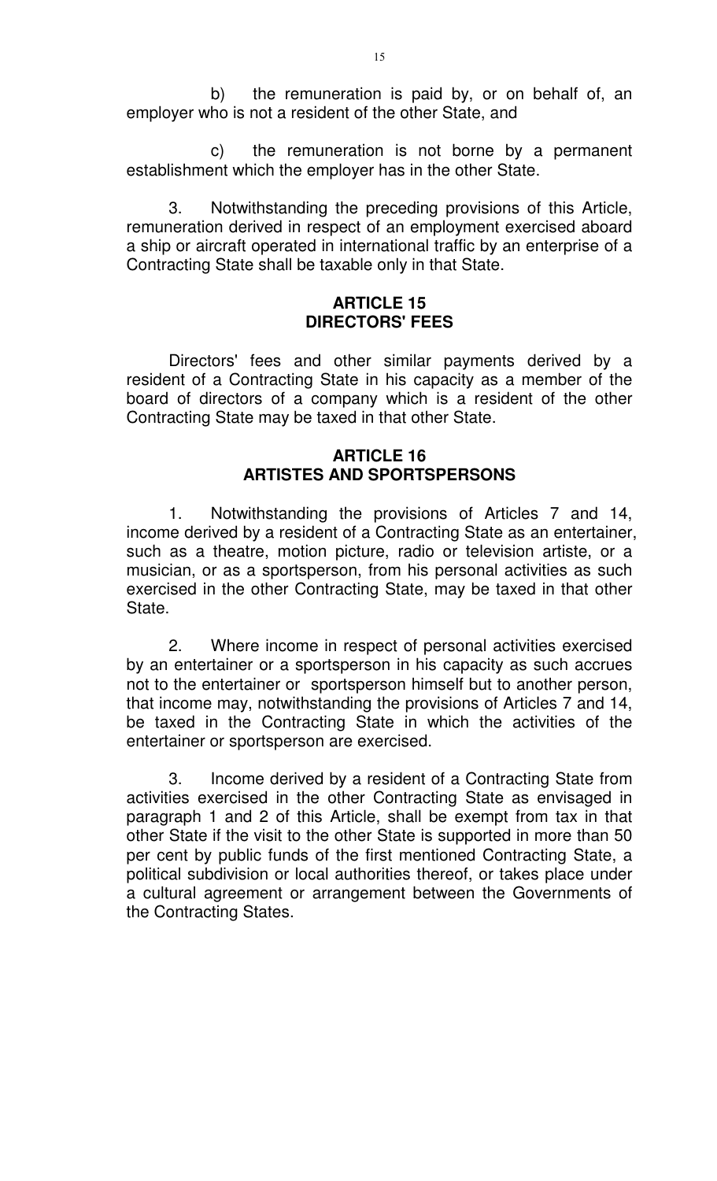b) the remuneration is paid by, or on behalf of, an employer who is not a resident of the other State, and

c) the remuneration is not borne by a permanent establishment which the employer has in the other State.

3. Notwithstanding the preceding provisions of this Article, remuneration derived in respect of an employment exercised aboard a ship or aircraft operated in international traffic by an enterprise of a Contracting State shall be taxable only in that State.

## ARTICLE 15
## DIRECTORS' FEES

Directors' fees and other similar payments derived by a resident of a Contracting State in his capacity as a member of the board of directors of a company which is a resident of the other Contracting State may be taxed in that other State.

## ARTICLE 16
## ARTISTES AND SPORTSPERSONS

1. Notwithstanding the provisions of Articles 7 and 14, income derived by a resident of a Contracting State as an entertainer, such as a theatre, motion picture, radio or television artiste, or a musician, or as a sportsperson, from his personal activities as such exercised in the other Contracting State, may be taxed in that other State.

2. Where income in respect of personal activities exercised by an entertainer or a sportsperson in his capacity as such accrues not to the entertainer or sportsperson himself but to another person, that income may, notwithstanding the provisions of Articles 7 and 14, be taxed in the Contracting State in which the activities of the entertainer or sportsperson are exercised.

3. Income derived by a resident of a Contracting State from activities exercised in the other Contracting State as envisaged in paragraph 1 and 2 of this Article, shall be exempt from tax in that other State if the visit to the other State is supported in more than 50 per cent by public funds of the first mentioned Contracting State, a political subdivision or local authorities thereof, or takes place under a cultural agreement or arrangement between the Governments of the Contracting States.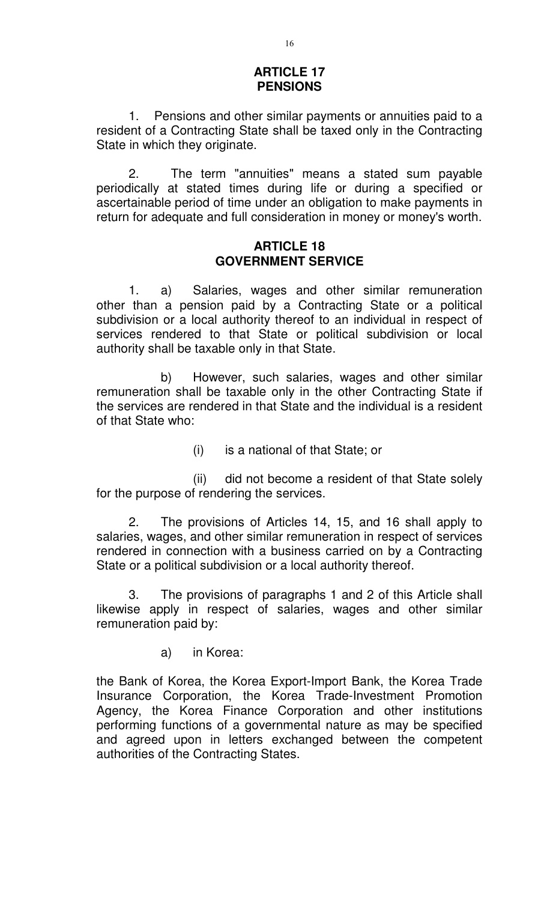## ARTICLE 17
## PENSIONS

1. Pensions and other similar payments or annuities paid to a resident of a Contracting State shall be taxed only in the Contracting State in which they originate.

2. The term "annuities" means a stated sum payable periodically at stated times during life or during a specified or ascertainable period of time under an obligation to make payments in return for adequate and full consideration in money or money's worth.

## ARTICLE 18
## GOVERNMENT SERVICE

1. a) Salaries, wages and other similar remuneration other than a pension paid by a Contracting State or a political subdivision or a local authority thereof to an individual in respect of services rendered to that State or political subdivision or local authority shall be taxable only in that State.

b) However, such salaries, wages and other similar remuneration shall be taxable only in the other Contracting State if the services are rendered in that State and the individual is a resident of that State who:

(i) is a national of that State; or

(ii) did not become a resident of that State solely for the purpose of rendering the services.

2. The provisions of Articles 14, 15, and 16 shall apply to salaries, wages, and other similar remuneration in respect of services rendered in connection with a business carried on by a Contracting State or a political subdivision or a local authority thereof.

3. The provisions of paragraphs 1 and 2 of this Article shall likewise apply in respect of salaries, wages and other similar remuneration paid by:

a) in Korea:

the Bank of Korea, the Korea Export-Import Bank, the Korea Trade Insurance Corporation, the Korea Trade-Investment Promotion Agency, the Korea Finance Corporation and other institutions performing functions of a governmental nature as may be specified and agreed upon in letters exchanged between the competent authorities of the Contracting States.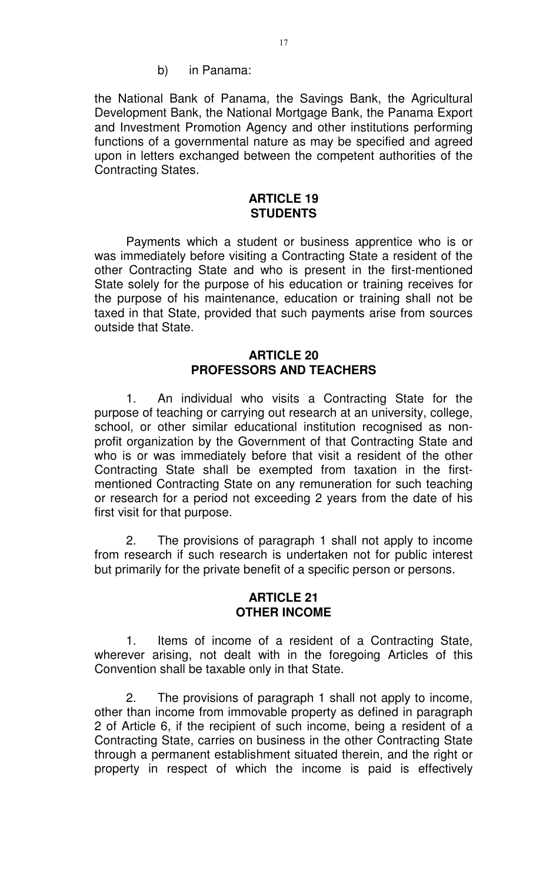b) in Panama:

the National Bank of Panama, the Savings Bank, the Agricultural Development Bank, the National Mortgage Bank, the Panama Export and Investment Promotion Agency and other institutions performing functions of a governmental nature as may be specified and agreed upon in letters exchanged between the competent authorities of the Contracting States.

## ARTICLE 19
## STUDENTS

Payments which a student or business apprentice who is or was immediately before visiting a Contracting State a resident of the other Contracting State and who is present in the first-mentioned State solely for the purpose of his education or training receives for the purpose of his maintenance, education or training shall not be taxed in that State, provided that such payments arise from sources outside that State.

## ARTICLE 20
## PROFESSORS AND TEACHERS

1. An individual who visits a Contracting State for the purpose of teaching or carrying out research at an university, college, school, or other similar educational institution recognised as non-profit organization by the Government of that Contracting State and who is or was immediately before that visit a resident of the other Contracting State shall be exempted from taxation in the first-mentioned Contracting State on any remuneration for such teaching or research for a period not exceeding 2 years from the date of his first visit for that purpose.

2. The provisions of paragraph 1 shall not apply to income from research if such research is undertaken not for public interest but primarily for the private benefit of a specific person or persons.

## ARTICLE 21
## OTHER INCOME

1. Items of income of a resident of a Contracting State, wherever arising, not dealt with in the foregoing Articles of this Convention shall be taxable only in that State.

2. The provisions of paragraph 1 shall not apply to income, other than income from immovable property as defined in paragraph 2 of Article 6, if the recipient of such income, being a resident of a Contracting State, carries on business in the other Contracting State through a permanent establishment situated therein, and the right or property in respect of which the income is paid is effectively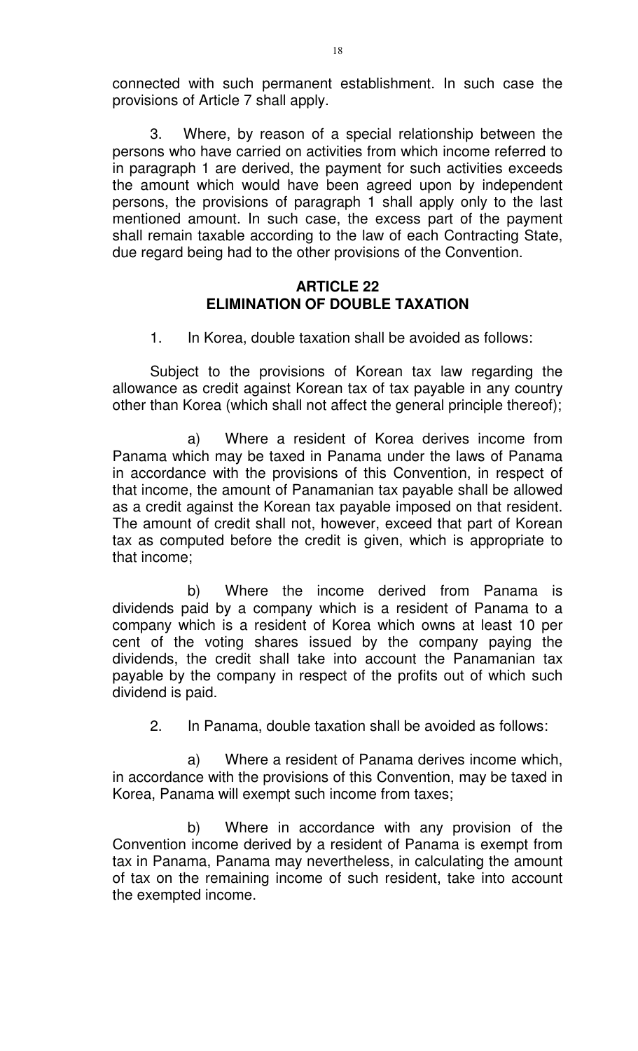connected with such permanent establishment. In such case the provisions of Article 7 shall apply.

3. Where, by reason of a special relationship between the persons who have carried on activities from which income referred to in paragraph 1 are derived, the payment for such activities exceeds the amount which would have been agreed upon by independent persons, the provisions of paragraph 1 shall apply only to the last mentioned amount. In such case, the excess part of the payment shall remain taxable according to the law of each Contracting State, due regard being had to the other provisions of the Convention.

## ARTICLE 22
## ELIMINATION OF DOUBLE TAXATION

1. In Korea, double taxation shall be avoided as follows:

Subject to the provisions of Korean tax law regarding the allowance as credit against Korean tax of tax payable in any country other than Korea (which shall not affect the general principle thereof);

a) Where a resident of Korea derives income from Panama which may be taxed in Panama under the laws of Panama in accordance with the provisions of this Convention, in respect of that income, the amount of Panamanian tax payable shall be allowed as a credit against the Korean tax payable imposed on that resident. The amount of credit shall not, however, exceed that part of Korean tax as computed before the credit is given, which is appropriate to that income;

b) Where the income derived from Panama is dividends paid by a company which is a resident of Panama to a company which is a resident of Korea which owns at least 10 per cent of the voting shares issued by the company paying the dividends, the credit shall take into account the Panamanian tax payable by the company in respect of the profits out of which such dividend is paid.

2. In Panama, double taxation shall be avoided as follows:

a) Where a resident of Panama derives income which, in accordance with the provisions of this Convention, may be taxed in Korea, Panama will exempt such income from taxes;

b) Where in accordance with any provision of the Convention income derived by a resident of Panama is exempt from tax in Panama, Panama may nevertheless, in calculating the amount of tax on the remaining income of such resident, take into account the exempted income.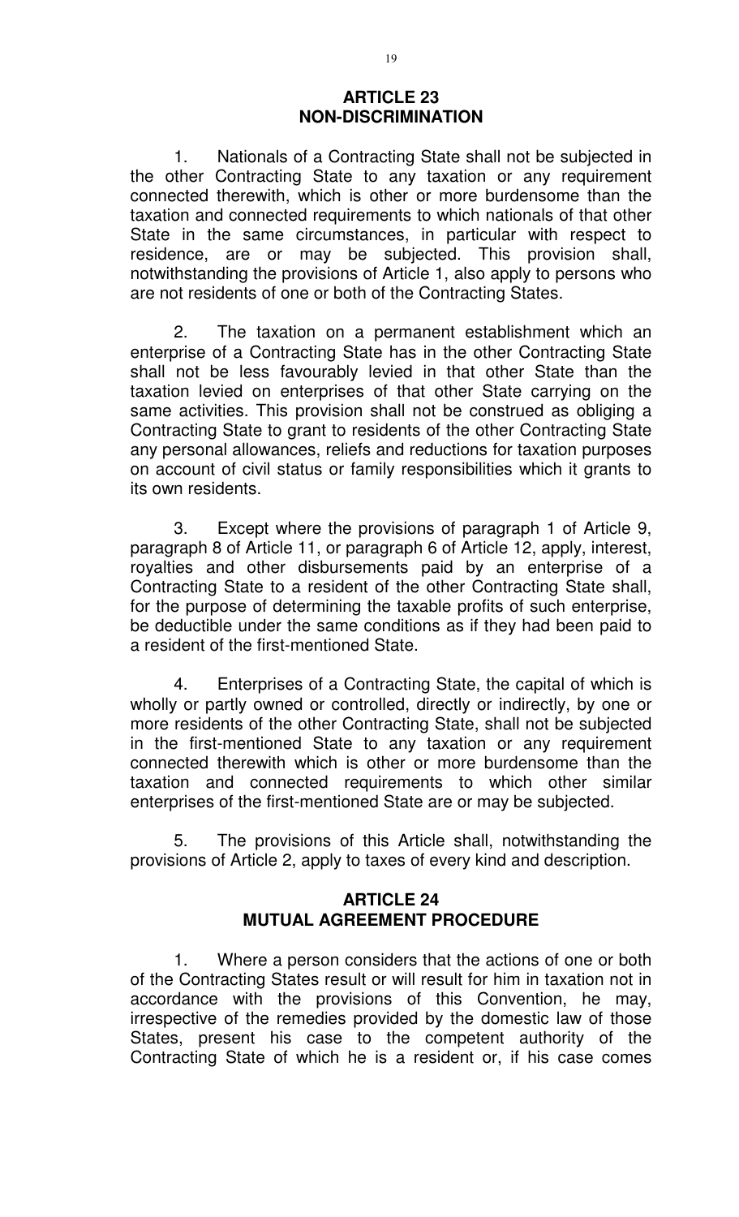## ARTICLE 23
## NON-DISCRIMINATION

1. Nationals of a Contracting State shall not be subjected in the other Contracting State to any taxation or any requirement connected therewith, which is other or more burdensome than the taxation and connected requirements to which nationals of that other State in the same circumstances, in particular with respect to residence, are or may be subjected. This provision shall, notwithstanding the provisions of Article 1, also apply to persons who are not residents of one or both of the Contracting States.

2. The taxation on a permanent establishment which an enterprise of a Contracting State has in the other Contracting State shall not be less favourably levied in that other State than the taxation levied on enterprises of that other State carrying on the same activities. This provision shall not be construed as obliging a Contracting State to grant to residents of the other Contracting State any personal allowances, reliefs and reductions for taxation purposes on account of civil status or family responsibilities which it grants to its own residents.

3. Except where the provisions of paragraph 1 of Article 9, paragraph 8 of Article 11, or paragraph 6 of Article 12, apply, interest, royalties and other disbursements paid by an enterprise of a Contracting State to a resident of the other Contracting State shall, for the purpose of determining the taxable profits of such enterprise, be deductible under the same conditions as if they had been paid to a resident of the first-mentioned State.

4. Enterprises of a Contracting State, the capital of which is wholly or partly owned or controlled, directly or indirectly, by one or more residents of the other Contracting State, shall not be subjected in the first-mentioned State to any taxation or any requirement connected therewith which is other or more burdensome than the taxation and connected requirements to which other similar enterprises of the first-mentioned State are or may be subjected.

5. The provisions of this Article shall, notwithstanding the provisions of Article 2, apply to taxes of every kind and description.

## ARTICLE 24
## MUTUAL AGREEMENT PROCEDURE

1. Where a person considers that the actions of one or both of the Contracting States result or will result for him in taxation not in accordance with the provisions of this Convention, he may, irrespective of the remedies provided by the domestic law of those States, present his case to the competent authority of the Contracting State of which he is a resident or, if his case comes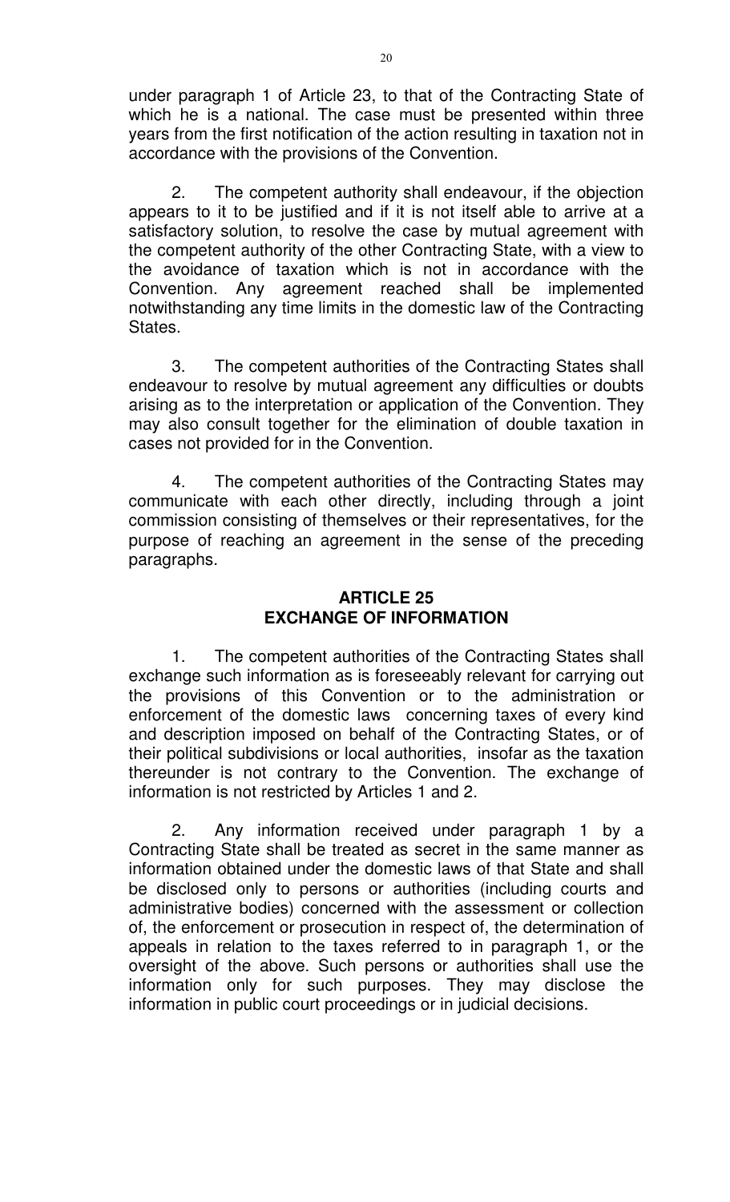under paragraph 1 of Article 23, to that of the Contracting State of which he is a national. The case must be presented within three years from the first notification of the action resulting in taxation not in accordance with the provisions of the Convention.

2. The competent authority shall endeavour, if the objection appears to it to be justified and if it is not itself able to arrive at a satisfactory solution, to resolve the case by mutual agreement with the competent authority of the other Contracting State, with a view to the avoidance of taxation which is not in accordance with the Convention. Any agreement reached shall be implemented notwithstanding any time limits in the domestic law of the Contracting States.

3. The competent authorities of the Contracting States shall endeavour to resolve by mutual agreement any difficulties or doubts arising as to the interpretation or application of the Convention. They may also consult together for the elimination of double taxation in cases not provided for in the Convention.

4. The competent authorities of the Contracting States may communicate with each other directly, including through a joint commission consisting of themselves or their representatives, for the purpose of reaching an agreement in the sense of the preceding paragraphs.

## ARTICLE 25
## EXCHANGE OF INFORMATION

1. The competent authorities of the Contracting States shall exchange such information as is foreseeably relevant for carrying out the provisions of this Convention or to the administration or enforcement of the domestic laws concerning taxes of every kind and description imposed on behalf of the Contracting States, or of their political subdivisions or local authorities, insofar as the taxation thereunder is not contrary to the Convention. The exchange of information is not restricted by Articles 1 and 2.

2. Any information received under paragraph 1 by a Contracting State shall be treated as secret in the same manner as information obtained under the domestic laws of that State and shall be disclosed only to persons or authorities (including courts and administrative bodies) concerned with the assessment or collection of, the enforcement or prosecution in respect of, the determination of appeals in relation to the taxes referred to in paragraph 1, or the oversight of the above. Such persons or authorities shall use the information only for such purposes. They may disclose the information in public court proceedings or in judicial decisions.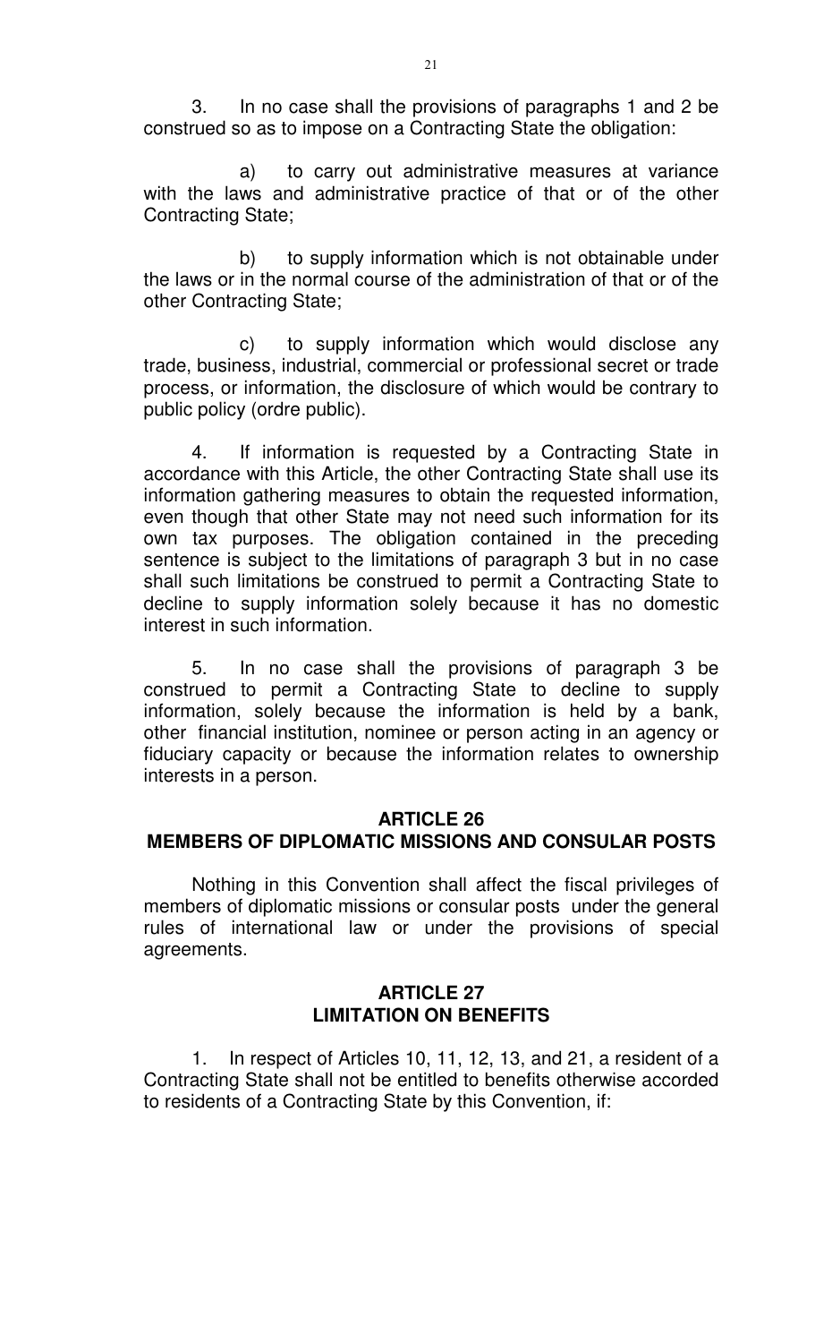3. In no case shall the provisions of paragraphs 1 and 2 be construed so as to impose on a Contracting State the obligation:

a) to carry out administrative measures at variance with the laws and administrative practice of that or of the other Contracting State;

b) to supply information which is not obtainable under the laws or in the normal course of the administration of that or of the other Contracting State;

c) to supply information which would disclose any trade, business, industrial, commercial or professional secret or trade process, or information, the disclosure of which would be contrary to public policy (ordre public).

4. If information is requested by a Contracting State in accordance with this Article, the other Contracting State shall use its information gathering measures to obtain the requested information, even though that other State may not need such information for its own tax purposes. The obligation contained in the preceding sentence is subject to the limitations of paragraph 3 but in no case shall such limitations be construed to permit a Contracting State to decline to supply information solely because it has no domestic interest in such information.

5. In no case shall the provisions of paragraph 3 be construed to permit a Contracting State to decline to supply information, solely because the information is held by a bank, other financial institution, nominee or person acting in an agency or fiduciary capacity or because the information relates to ownership interests in a person.

## ARTICLE 26
## MEMBERS OF DIPLOMATIC MISSIONS AND CONSULAR POSTS

Nothing in this Convention shall affect the fiscal privileges of members of diplomatic missions or consular posts under the general rules of international law or under the provisions of special agreements.

## ARTICLE 27
## LIMITATION ON BENEFITS

1. In respect of Articles 10, 11, 12, 13, and 21, a resident of a Contracting State shall not be entitled to benefits otherwise accorded to residents of a Contracting State by this Convention, if: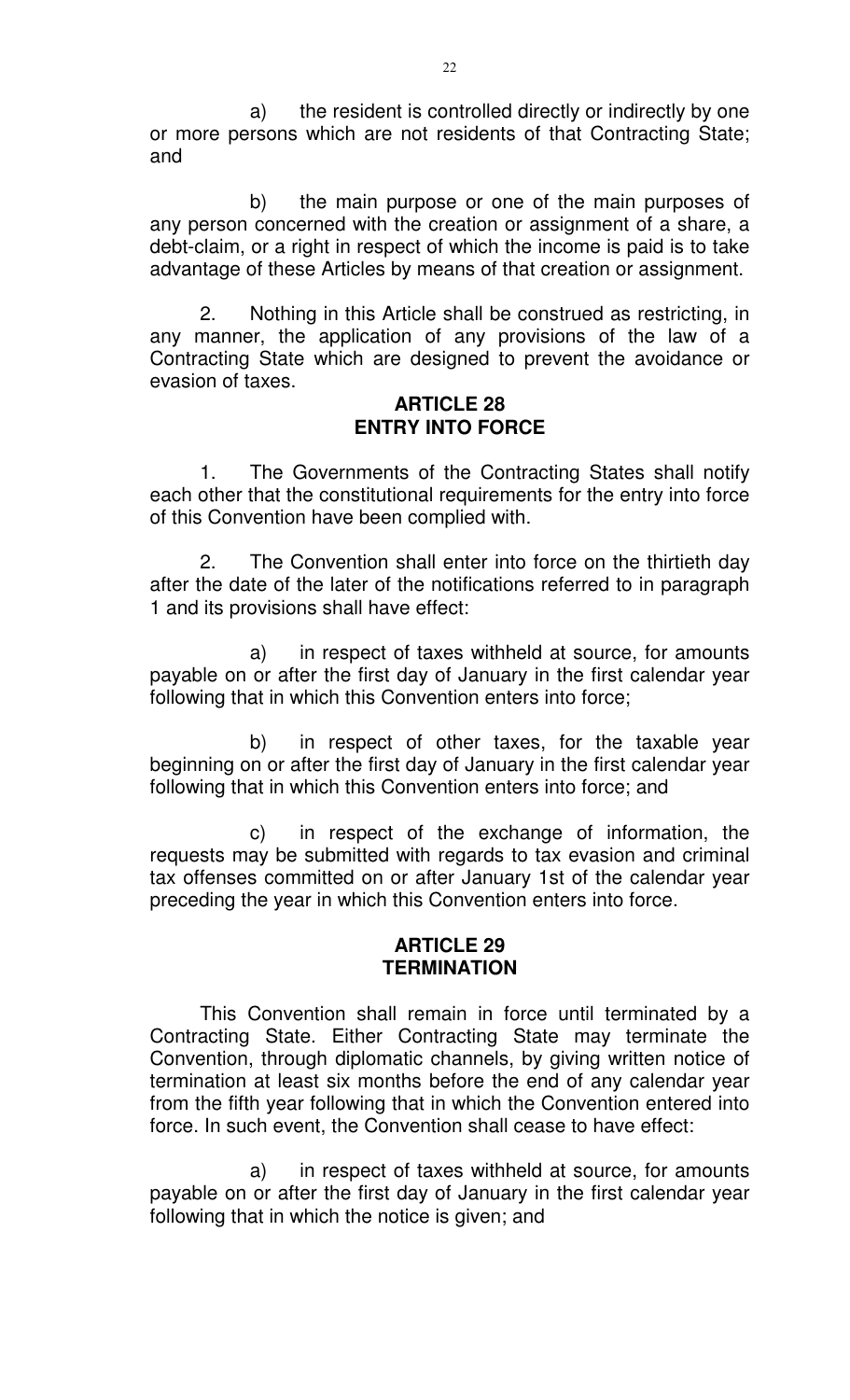a) the resident is controlled directly or indirectly by one or more persons which are not residents of that Contracting State; and

b) the main purpose or one of the main purposes of any person concerned with the creation or assignment of a share, a debt-claim, or a right in respect of which the income is paid is to take advantage of these Articles by means of that creation or assignment.

2. Nothing in this Article shall be construed as restricting, in any manner, the application of any provisions of the law of a Contracting State which are designed to prevent the avoidance or evasion of taxes.

**ARTICLE 28**
**ENTRY INTO FORCE**

1. The Governments of the Contracting States shall notify each other that the constitutional requirements for the entry into force of this Convention have been complied with.

2. The Convention shall enter into force on the thirtieth day after the date of the later of the notifications referred to in paragraph 1 and its provisions shall have effect:

a) in respect of taxes withheld at source, for amounts payable on or after the first day of January in the first calendar year following that in which this Convention enters into force;

b) in respect of other taxes, for the taxable year beginning on or after the first day of January in the first calendar year following that in which this Convention enters into force; and

c) in respect of the exchange of information, the requests may be submitted with regards to tax evasion and criminal tax offenses committed on or after January 1st of the calendar year preceding the year in which this Convention enters into force.

**ARTICLE 29**
**TERMINATION**

This Convention shall remain in force until terminated by a Contracting State. Either Contracting State may terminate the Convention, through diplomatic channels, by giving written notice of termination at least six months before the end of any calendar year from the fifth year following that in which the Convention entered into force. In such event, the Convention shall cease to have effect:

a) in respect of taxes withheld at source, for amounts payable on or after the first day of January in the first calendar year following that in which the notice is given; and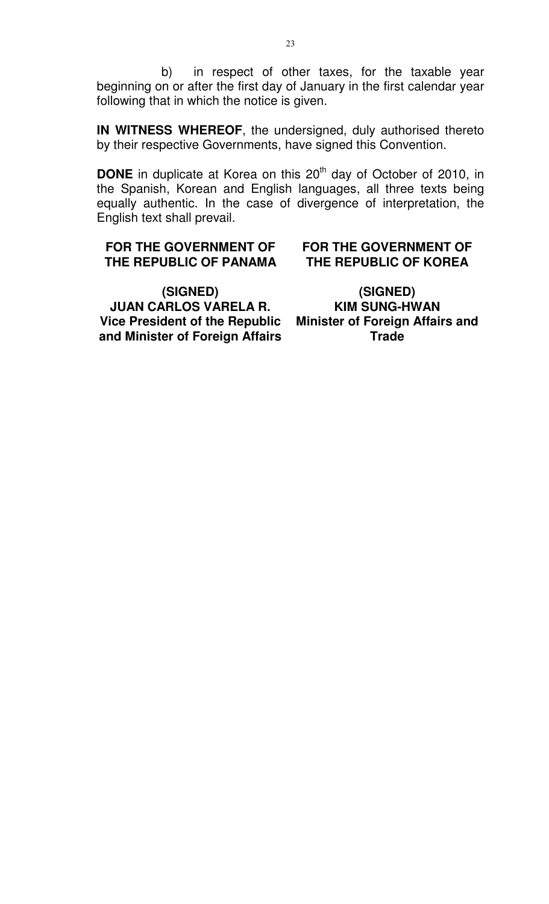b) in respect of other taxes, for the taxable year beginning on or after the first day of January in the first calendar year following that in which the notice is given.

**IN WITNESS WHEREOF**, the undersigned, duly authorised thereto by their respective Governments, have signed this Convention.

**DONE** in duplicate at Korea on this 20th day of October of 2010, in the Spanish, Korean and English languages, all three texts being equally authentic. In the case of divergence of interpretation, the English text shall prevail.

| **FOR THE GOVERNMENT OF THE REPUBLIC OF PANAMA** | **FOR THE GOVERNMENT OF THE REPUBLIC OF KOREA** |
| --- | --- |
| **(SIGNED)**<br>**JUAN CARLOS VARELA R.**<br>**Vice President of the Republic and Minister of Foreign Affairs** | **(SIGNED)**<br>**KIM SUNG-HWAN**<br>**Minister of Foreign Affairs and Trade** |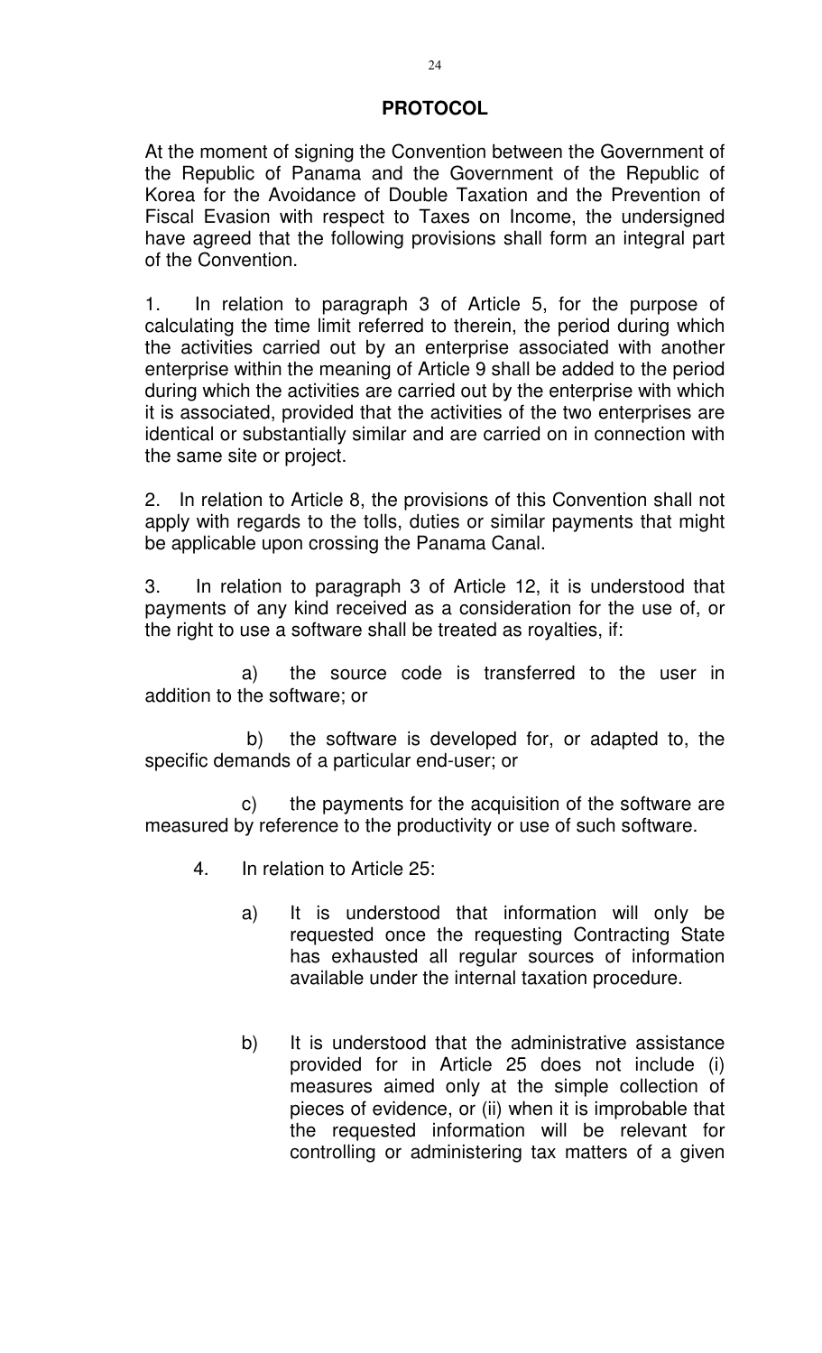# PROTOCOL

At the moment of signing the Convention between the Government of the Republic of Panama and the Government of the Republic of Korea for the Avoidance of Double Taxation and the Prevention of Fiscal Evasion with respect to Taxes on Income, the undersigned have agreed that the following provisions shall form an integral part of the Convention.

1. In relation to paragraph 3 of Article 5, for the purpose of calculating the time limit referred to therein, the period during which the activities carried out by an enterprise associated with another enterprise within the meaning of Article 9 shall be added to the period during which the activities are carried out by the enterprise with which it is associated, provided that the activities of the two enterprises are identical or substantially similar and are carried on in connection with the same site or project.

2. In relation to Article 8, the provisions of this Convention shall not apply with regards to the tolls, duties or similar payments that might be applicable upon crossing the Panama Canal.

3. In relation to paragraph 3 of Article 12, it is understood that payments of any kind received as a consideration for the use of, or the right to use a software shall be treated as royalties, if:

a) the source code is transferred to the user in addition to the software; or

b) the software is developed for, or adapted to, the specific demands of a particular end-user; or

c) the payments for the acquisition of the software are measured by reference to the productivity or use of such software.

4. In relation to Article 25:

   a) It is understood that information will only be requested once the requesting Contracting State has exhausted all regular sources of information available under the internal taxation procedure.

   b) It is understood that the administrative assistance provided for in Article 25 does not include (i) measures aimed only at the simple collection of pieces of evidence, or (ii) when it is improbable that the requested information will be relevant for controlling or administering tax matters of a given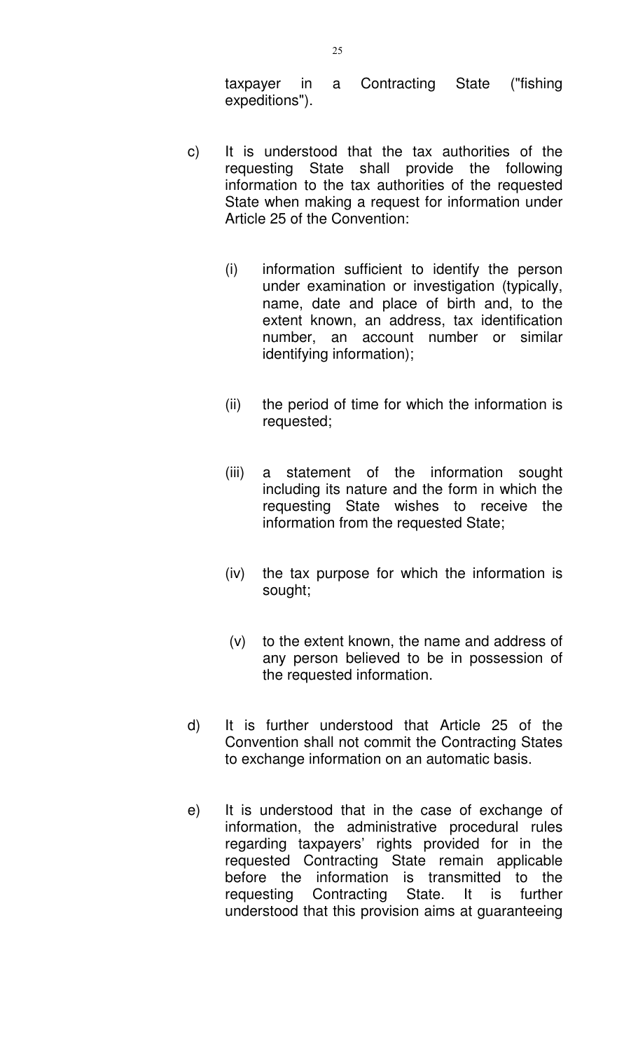taxpayer in a Contracting State ("fishing expeditions").

c) It is understood that the tax authorities of the requesting State shall provide the following information to the tax authorities of the requested State when making a request for information under Article 25 of the Convention:

   (i) information sufficient to identify the person under examination or investigation (typically, name, date and place of birth and, to the extent known, an address, tax identification number, an account number or similar identifying information);

   (ii) the period of time for which the information is requested;

   (iii) a statement of the information sought including its nature and the form in which the requesting State wishes to receive the information from the requested State;

   (iv) the tax purpose for which the information is sought;

   (v) to the extent known, the name and address of any person believed to be in possession of the requested information.

d) It is further understood that Article 25 of the Convention shall not commit the Contracting States to exchange information on an automatic basis.

e) It is understood that in the case of exchange of information, the administrative procedural rules regarding taxpayers' rights provided for in the requested Contracting State remain applicable before the information is transmitted to the requesting Contracting State. It is further understood that this provision aims at guaranteeing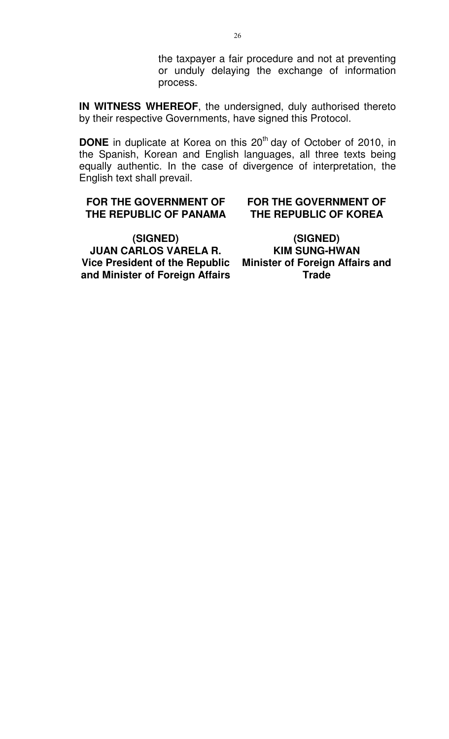the taxpayer a fair procedure and not at preventing or unduly delaying the exchange of information process.

**IN WITNESS WHEREOF**, the undersigned, duly authorised thereto by their respective Governments, have signed this Protocol.

**DONE** in duplicate at Korea on this 20th day of October of 2010, in the Spanish, Korean and English languages, all three texts being equally authentic. In the case of divergence of interpretation, the English text shall prevail.

| **FOR THE GOVERNMENT OF THE REPUBLIC OF PANAMA** | **FOR THE GOVERNMENT OF THE REPUBLIC OF KOREA** |
|---|---|
| **(SIGNED)** | **(SIGNED)** |
| **JUAN CARLOS VARELA R.** | **KIM SUNG-HWAN** |
| **Vice President of the Republic and Minister of Foreign Affairs** | **Minister of Foreign Affairs and Trade** |